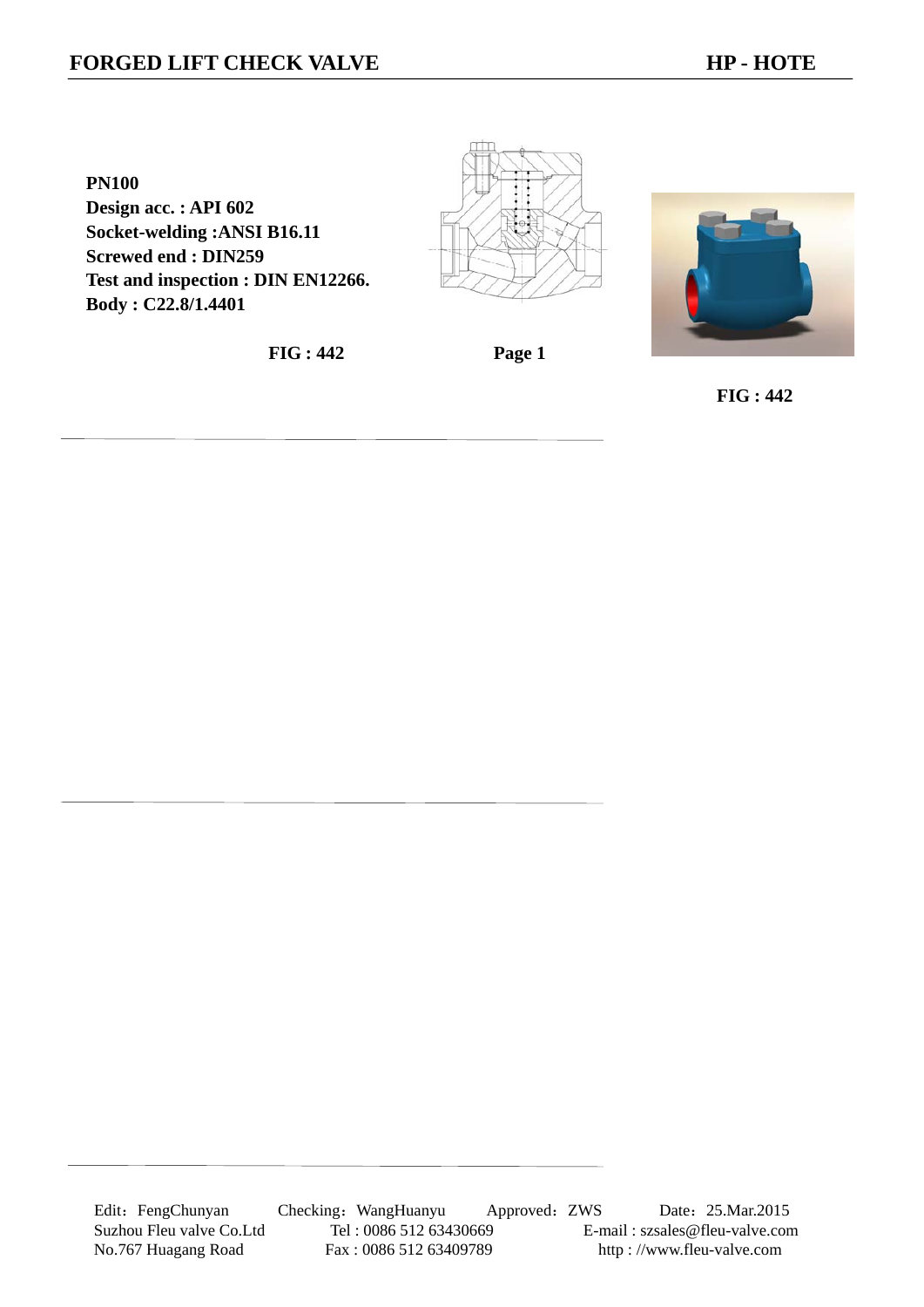# FORGED LIFT CHECK VALVE

**HP - HOTE**

**PN100**
**Design acc. : API 602**
**Socket-welding :ANSI B16.11**
**Screwed end : DIN259**
**Test and inspection : DIN EN12266.**
**Body : C22.8/1.4401**

**FIG : 442**

**FIG : 442**

Edit：FengChunyan　Checking：WangHuanyu　Approved：ZWS　Date：25.Mar.2015

Suzhou Fleu valve Co.Ltd　Tel : 0086 512 63430669　E-mail : szsales@fleu-valve.com

No.767 Huagang Road　Fax : 0086 512 63409789　http : //www.fleu-valve.com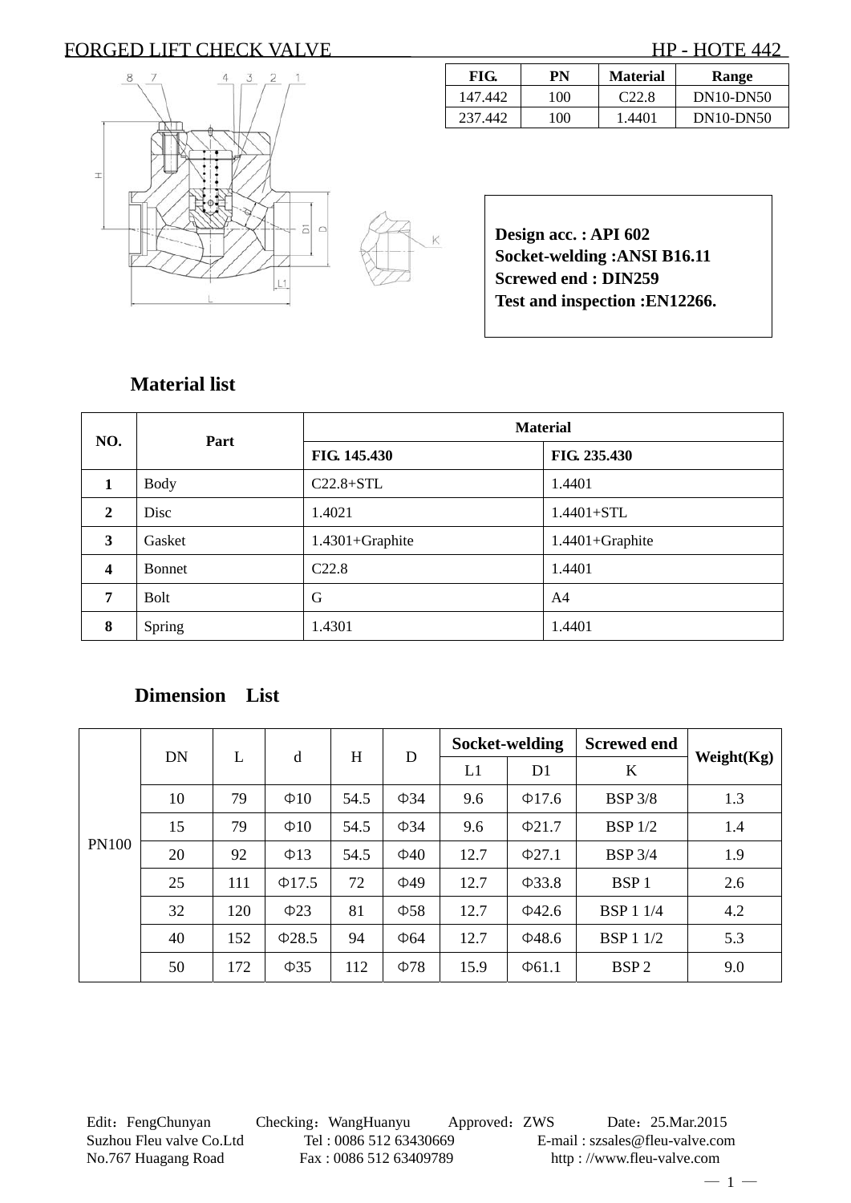# FORGED LIFT CHECK VALVE HP - HOTE 442

| FIG. | PN | Material | Range |
|---|---|---|---|
| 147.442 | 100 | C22.8 | DN10-DN50 |
| 237.442 | 100 | 1.4401 | DN10-DN50 |

8 7 4 3 2 1

H D1 D L1 L K

**Design acc. : API 602**
**Socket-welding :ANSI B16.11**
**Screwed end : DIN259**
**Test and inspection :EN12266.**

## Material list

| NO. | Part | Material | |
|---|---|---|---|
| | | FIG. 145.430 | FIG. 235.430 |
| **1** | Body | C22.8+STL | 1.4401 |
| **2** | Disc | 1.4021 | 1.4401+STL |
| **3** | Gasket | 1.4301+Graphite | 1.4401+Graphite |
| **4** | Bonnet | C22.8 | 1.4401 |
| **7** | Bolt | G | A4 |
| **8** | Spring | 1.4301 | 1.4401 |

## Dimension List

| | DN | L | d | H | D | Socket-welding | | Screwed end | Weight(Kg) |
|---|---|---|---|---|---|---|---|---|---|
| | | | | | | L1 | D1 | K | |
| PN100 | 10 | 79 | Φ10 | 54.5 | Φ34 | 9.6 | Φ17.6 | BSP 3/8 | 1.3 |
| | 15 | 79 | Φ10 | 54.5 | Φ34 | 9.6 | Φ21.7 | BSP 1/2 | 1.4 |
| | 20 | 92 | Φ13 | 54.5 | Φ40 | 12.7 | Φ27.1 | BSP 3/4 | 1.9 |
| | 25 | 111 | Φ17.5 | 72 | Φ49 | 12.7 | Φ33.8 | BSP 1 | 2.6 |
| | 32 | 120 | Φ23 | 81 | Φ58 | 12.7 | Φ42.6 | BSP 1 1/4 | 4.2 |
| | 40 | 152 | Φ28.5 | 94 | Φ64 | 12.7 | Φ48.6 | BSP 1 1/2 | 5.3 |
| | 50 | 172 | Φ35 | 112 | Φ78 | 15.9 | Φ61.1 | BSP 2 | 9.0 |

Edit：FengChunyan Checking：WangHuanyu Approved：ZWS Date：25.Mar.2015
Suzhou Fleu valve Co.Ltd Tel : 0086 512 63430669 E-mail : szsales@fleu-valve.com
No.767 Huagang Road Fax : 0086 512 63409789 http : //www.fleu-valve.com